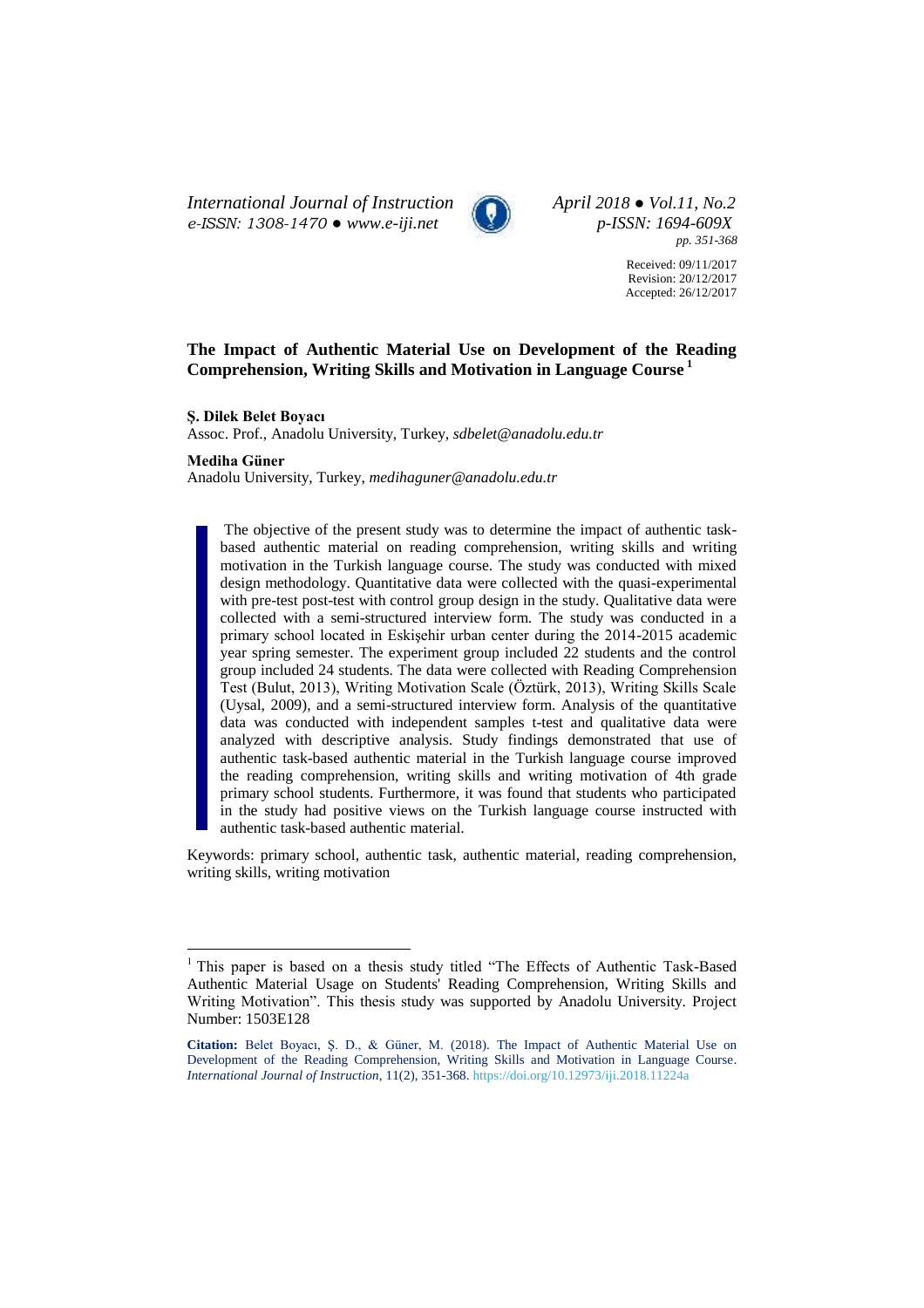# The Impact of Authentic Material Use on Development of the Reading Comprehension, Writing Skills and Motivation in Language Course [1]

**Ş. Dilek Belet Boyacı**
Assoc. Prof., Anadolu University, Turkey, *sdbelet@anadolu.edu.tr*

**Mediha Güner**
Anadolu University, Turkey, *medihaguner@anadolu.edu.tr*

The objective of the present study was to determine the impact of authentic task-based authentic material on reading comprehension, writing skills and writing motivation in the Turkish language course. The study was conducted with mixed design methodology. Quantitative data were collected with the quasi-experimental with pre-test post-test with control group design in the study. Qualitative data were collected with a semi-structured interview form. The study was conducted in a primary school located in Eskişehir urban center during the 2014-2015 academic year spring semester. The experiment group included 22 students and the control group included 24 students. The data were collected with Reading Comprehension Test (Bulut, 2013), Writing Motivation Scale (Öztürk, 2013), Writing Skills Scale (Uysal, 2009), and a semi-structured interview form. Analysis of the quantitative data was conducted with independent samples t-test and qualitative data were analyzed with descriptive analysis. Study findings demonstrated that use of authentic task-based authentic material in the Turkish language course improved the reading comprehension, writing skills and writing motivation of 4th grade primary school students. Furthermore, it was found that students who participated in the study had positive views on the Turkish language course instructed with authentic task-based authentic material.

Keywords: primary school, authentic task, authentic material, reading comprehension, writing skills, writing motivation

---

[1] This paper is based on a thesis study titled "The Effects of Authentic Task-Based Authentic Material Usage on Students' Reading Comprehension, Writing Skills and Writing Motivation". This thesis study was supported by Anadolu University. Project Number: 1503E128

**Citation:** Belet Boyacı, Ş. D., & Güner, M. (2018). The Impact of Authentic Material Use on Development of the Reading Comprehension, Writing Skills and Motivation in Language Course. *International Journal of Instruction*, 11(2), 351-368. https://doi.org/10.12973/iji.2018.11224a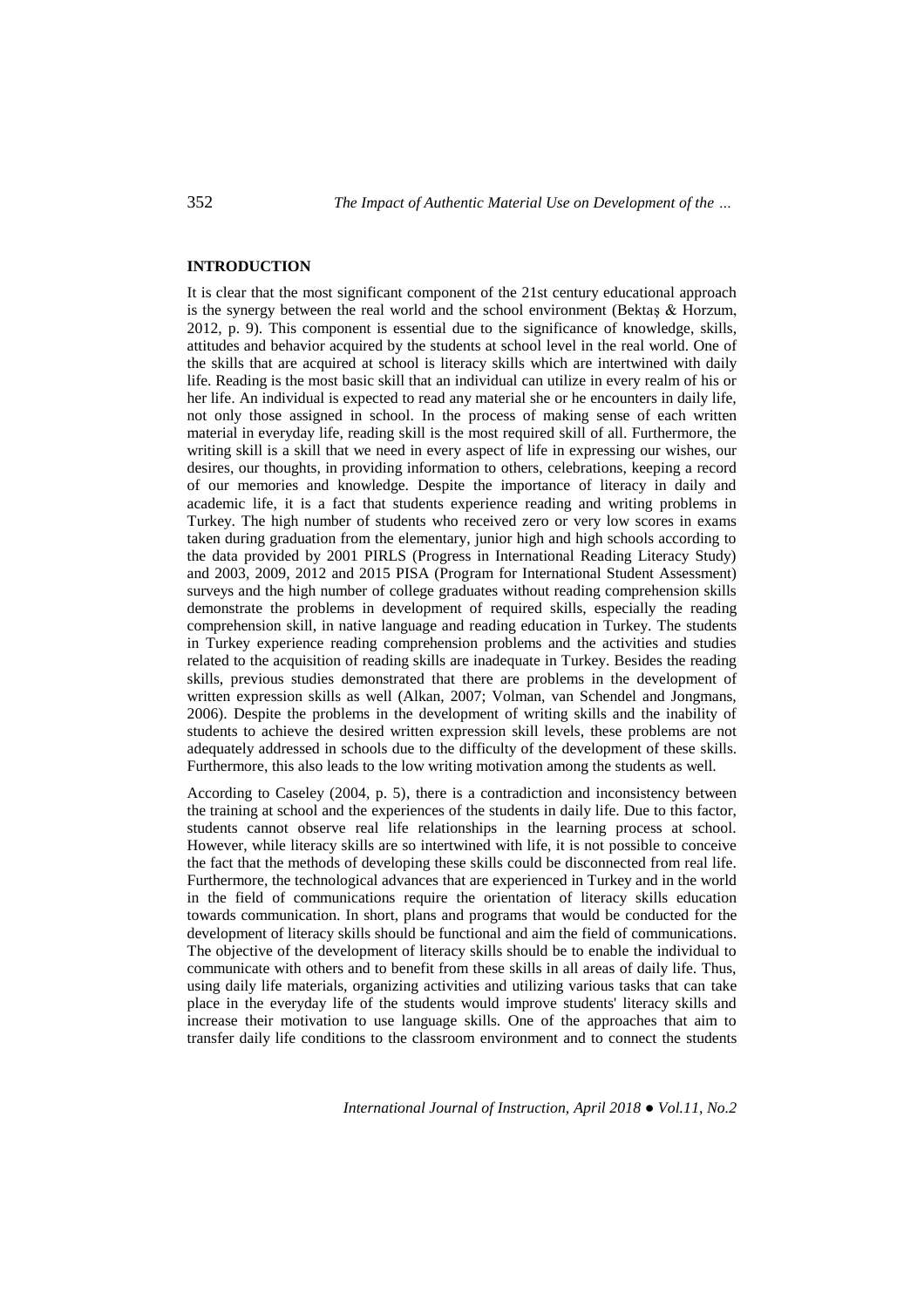## INTRODUCTION

It is clear that the most significant component of the 21st century educational approach is the synergy between the real world and the school environment (Bektaş & Horzum, 2012, p. 9). This component is essential due to the significance of knowledge, skills, attitudes and behavior acquired by the students at school level in the real world. One of the skills that are acquired at school is literacy skills which are intertwined with daily life. Reading is the most basic skill that an individual can utilize in every realm of his or her life. An individual is expected to read any material she or he encounters in daily life, not only those assigned in school. In the process of making sense of each written material in everyday life, reading skill is the most required skill of all. Furthermore, the writing skill is a skill that we need in every aspect of life in expressing our wishes, our desires, our thoughts, in providing information to others, celebrations, keeping a record of our memories and knowledge. Despite the importance of literacy in daily and academic life, it is a fact that students experience reading and writing problems in Turkey. The high number of students who received zero or very low scores in exams taken during graduation from the elementary, junior high and high schools according to the data provided by 2001 PIRLS (Progress in International Reading Literacy Study) and 2003, 2009, 2012 and 2015 PISA (Program for International Student Assessment) surveys and the high number of college graduates without reading comprehension skills demonstrate the problems in development of required skills, especially the reading comprehension skill, in native language and reading education in Turkey. The students in Turkey experience reading comprehension problems and the activities and studies related to the acquisition of reading skills are inadequate in Turkey. Besides the reading skills, previous studies demonstrated that there are problems in the development of written expression skills as well (Alkan, 2007; Volman, van Schendel and Jongmans, 2006). Despite the problems in the development of writing skills and the inability of students to achieve the desired written expression skill levels, these problems are not adequately addressed in schools due to the difficulty of the development of these skills. Furthermore, this also leads to the low writing motivation among the students as well.

According to Caseley (2004, p. 5), there is a contradiction and inconsistency between the training at school and the experiences of the students in daily life. Due to this factor, students cannot observe real life relationships in the learning process at school. However, while literacy skills are so intertwined with life, it is not possible to conceive the fact that the methods of developing these skills could be disconnected from real life. Furthermore, the technological advances that are experienced in Turkey and in the world in the field of communications require the orientation of literacy skills education towards communication. In short, plans and programs that would be conducted for the development of literacy skills should be functional and aim the field of communications. The objective of the development of literacy skills should be to enable the individual to communicate with others and to benefit from these skills in all areas of daily life. Thus, using daily life materials, organizing activities and utilizing various tasks that can take place in the everyday life of the students would improve students' literacy skills and increase their motivation to use language skills. One of the approaches that aim to transfer daily life conditions to the classroom environment and to connect the students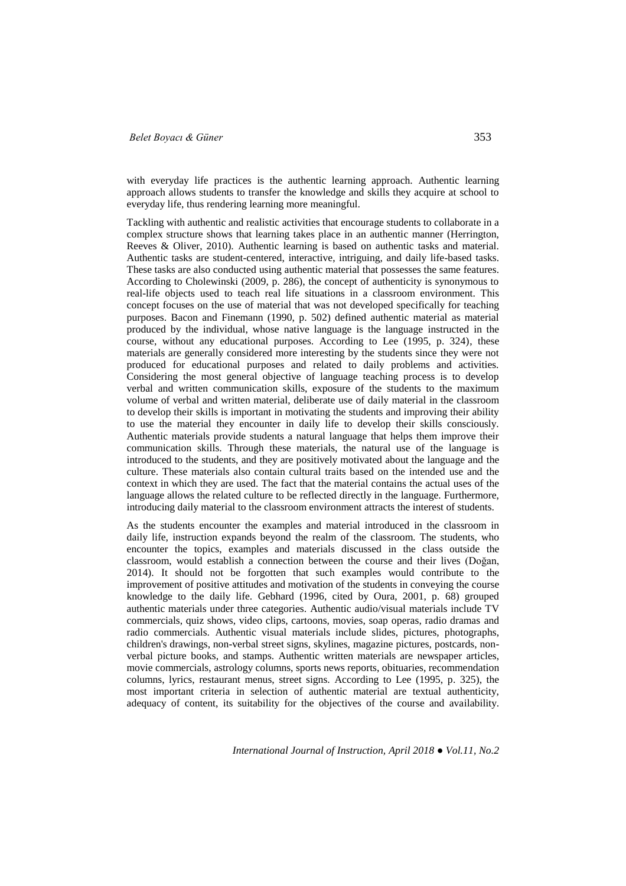with everyday life practices is the authentic learning approach. Authentic learning approach allows students to transfer the knowledge and skills they acquire at school to everyday life, thus rendering learning more meaningful.

Tackling with authentic and realistic activities that encourage students to collaborate in a complex structure shows that learning takes place in an authentic manner (Herrington, Reeves & Oliver, 2010). Authentic learning is based on authentic tasks and material. Authentic tasks are student-centered, interactive, intriguing, and daily life-based tasks. These tasks are also conducted using authentic material that possesses the same features. According to Cholewinski (2009, p. 286), the concept of authenticity is synonymous to real-life objects used to teach real life situations in a classroom environment. This concept focuses on the use of material that was not developed specifically for teaching purposes. Bacon and Finemann (1990, p. 502) defined authentic material as material produced by the individual, whose native language is the language instructed in the course, without any educational purposes. According to Lee (1995, p. 324), these materials are generally considered more interesting by the students since they were not produced for educational purposes and related to daily problems and activities. Considering the most general objective of language teaching process is to develop verbal and written communication skills, exposure of the students to the maximum volume of verbal and written material, deliberate use of daily material in the classroom to develop their skills is important in motivating the students and improving their ability to use the material they encounter in daily life to develop their skills consciously. Authentic materials provide students a natural language that helps them improve their communication skills. Through these materials, the natural use of the language is introduced to the students, and they are positively motivated about the language and the culture. These materials also contain cultural traits based on the intended use and the context in which they are used. The fact that the material contains the actual uses of the language allows the related culture to be reflected directly in the language. Furthermore, introducing daily material to the classroom environment attracts the interest of students.

As the students encounter the examples and material introduced in the classroom in daily life, instruction expands beyond the realm of the classroom. The students, who encounter the topics, examples and materials discussed in the class outside the classroom, would establish a connection between the course and their lives (Doğan, 2014). It should not be forgotten that such examples would contribute to the improvement of positive attitudes and motivation of the students in conveying the course knowledge to the daily life. Gebhard (1996, cited by Oura, 2001, p. 68) grouped authentic materials under three categories. Authentic audio/visual materials include TV commercials, quiz shows, video clips, cartoons, movies, soap operas, radio dramas and radio commercials. Authentic visual materials include slides, pictures, photographs, children's drawings, non-verbal street signs, skylines, magazine pictures, postcards, non-verbal picture books, and stamps. Authentic written materials are newspaper articles, movie commercials, astrology columns, sports news reports, obituaries, recommendation columns, lyrics, restaurant menus, street signs. According to Lee (1995, p. 325), the most important criteria in selection of authentic material are textual authenticity, adequacy of content, its suitability for the objectives of the course and availability.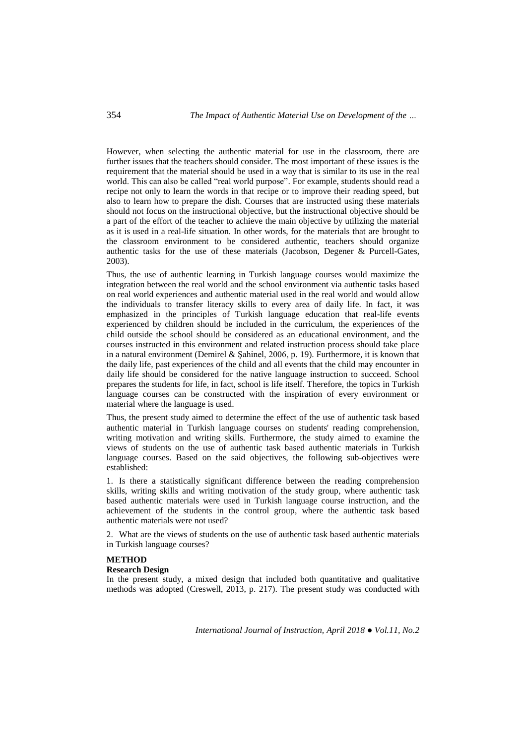However, when selecting the authentic material for use in the classroom, there are further issues that the teachers should consider. The most important of these issues is the requirement that the material should be used in a way that is similar to its use in the real world. This can also be called "real world purpose". For example, students should read a recipe not only to learn the words in that recipe or to improve their reading speed, but also to learn how to prepare the dish. Courses that are instructed using these materials should not focus on the instructional objective, but the instructional objective should be a part of the effort of the teacher to achieve the main objective by utilizing the material as it is used in a real-life situation. In other words, for the materials that are brought to the classroom environment to be considered authentic, teachers should organize authentic tasks for the use of these materials (Jacobson, Degener & Purcell-Gates, 2003).

Thus, the use of authentic learning in Turkish language courses would maximize the integration between the real world and the school environment via authentic tasks based on real world experiences and authentic material used in the real world and would allow the individuals to transfer literacy skills to every area of daily life. In fact, it was emphasized in the principles of Turkish language education that real-life events experienced by children should be included in the curriculum, the experiences of the child outside the school should be considered as an educational environment, and the courses instructed in this environment and related instruction process should take place in a natural environment (Demirel & Şahinel, 2006, p. 19). Furthermore, it is known that the daily life, past experiences of the child and all events that the child may encounter in daily life should be considered for the native language instruction to succeed. School prepares the students for life, in fact, school is life itself. Therefore, the topics in Turkish language courses can be constructed with the inspiration of every environment or material where the language is used.

Thus, the present study aimed to determine the effect of the use of authentic task based authentic material in Turkish language courses on students' reading comprehension, writing motivation and writing skills. Furthermore, the study aimed to examine the views of students on the use of authentic task based authentic materials in Turkish language courses. Based on the said objectives, the following sub-objectives were established:

1. Is there a statistically significant difference between the reading comprehension skills, writing skills and writing motivation of the study group, where authentic task based authentic materials were used in Turkish language course instruction, and the achievement of the students in the control group, where the authentic task based authentic materials were not used?

2. What are the views of students on the use of authentic task based authentic materials in Turkish language courses?

## METHOD

### Research Design

In the present study, a mixed design that included both quantitative and qualitative methods was adopted (Creswell, 2013, p. 217). The present study was conducted with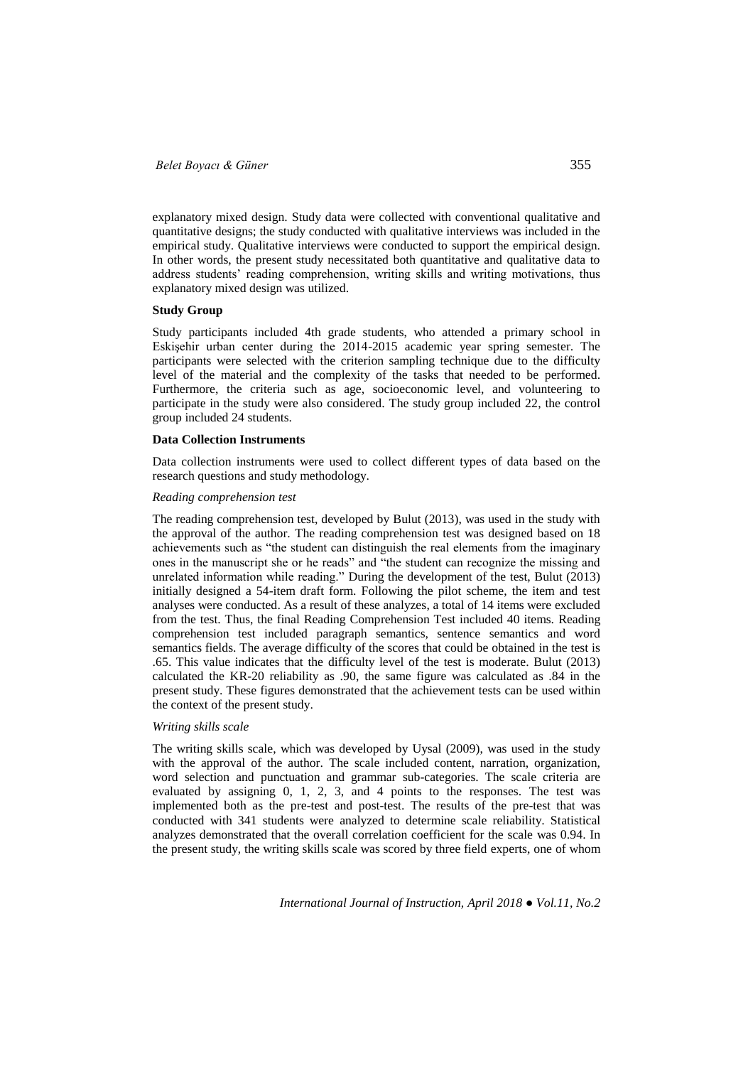explanatory mixed design. Study data were collected with conventional qualitative and quantitative designs; the study conducted with qualitative interviews was included in the empirical study. Qualitative interviews were conducted to support the empirical design. In other words, the present study necessitated both quantitative and qualitative data to address students' reading comprehension, writing skills and writing motivations, thus explanatory mixed design was utilized.

**Study Group**

Study participants included 4th grade students, who attended a primary school in Eskişehir urban center during the 2014-2015 academic year spring semester. The participants were selected with the criterion sampling technique due to the difficulty level of the material and the complexity of the tasks that needed to be performed. Furthermore, the criteria such as age, socioeconomic level, and volunteering to participate in the study were also considered. The study group included 22, the control group included 24 students.

**Data Collection Instruments**

Data collection instruments were used to collect different types of data based on the research questions and study methodology.

*Reading comprehension test*

The reading comprehension test, developed by Bulut (2013), was used in the study with the approval of the author. The reading comprehension test was designed based on 18 achievements such as "the student can distinguish the real elements from the imaginary ones in the manuscript she or he reads" and "the student can recognize the missing and unrelated information while reading." During the development of the test, Bulut (2013) initially designed a 54-item draft form. Following the pilot scheme, the item and test analyses were conducted. As a result of these analyzes, a total of 14 items were excluded from the test. Thus, the final Reading Comprehension Test included 40 items. Reading comprehension test included paragraph semantics, sentence semantics and word semantics fields. The average difficulty of the scores that could be obtained in the test is .65. This value indicates that the difficulty level of the test is moderate. Bulut (2013) calculated the KR-20 reliability as .90, the same figure was calculated as .84 in the present study. These figures demonstrated that the achievement tests can be used within the context of the present study.

*Writing skills scale*

The writing skills scale, which was developed by Uysal (2009), was used in the study with the approval of the author. The scale included content, narration, organization, word selection and punctuation and grammar sub-categories. The scale criteria are evaluated by assigning 0, 1, 2, 3, and 4 points to the responses. The test was implemented both as the pre-test and post-test. The results of the pre-test that was conducted with 341 students were analyzed to determine scale reliability. Statistical analyzes demonstrated that the overall correlation coefficient for the scale was 0.94. In the present study, the writing skills scale was scored by three field experts, one of whom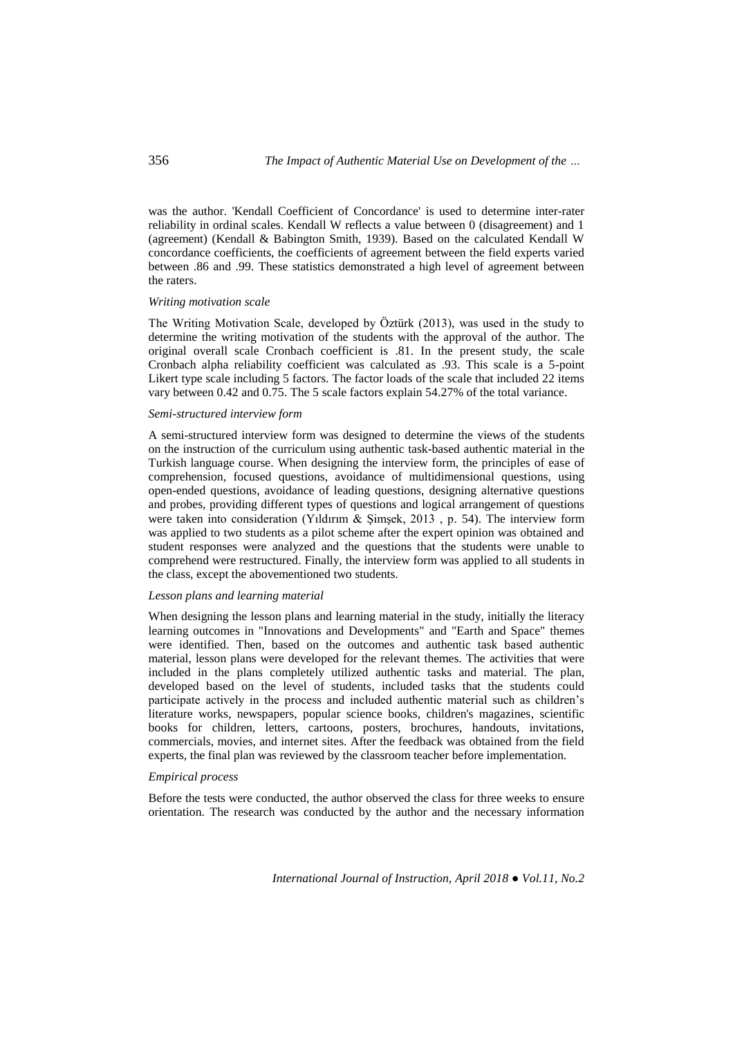was the author. 'Kendall Coefficient of Concordance' is used to determine inter-rater reliability in ordinal scales. Kendall W reflects a value between 0 (disagreement) and 1 (agreement) (Kendall & Babington Smith, 1939). Based on the calculated Kendall W concordance coefficients, the coefficients of agreement between the field experts varied between .86 and .99. These statistics demonstrated a high level of agreement between the raters.

*Writing motivation scale*

The Writing Motivation Scale, developed by Öztürk (2013), was used in the study to determine the writing motivation of the students with the approval of the author. The original overall scale Cronbach coefficient is .81. In the present study, the scale Cronbach alpha reliability coefficient was calculated as .93. This scale is a 5-point Likert type scale including 5 factors. The factor loads of the scale that included 22 items vary between 0.42 and 0.75. The 5 scale factors explain 54.27% of the total variance.

*Semi-structured interview form*

A semi-structured interview form was designed to determine the views of the students on the instruction of the curriculum using authentic task-based authentic material in the Turkish language course. When designing the interview form, the principles of ease of comprehension, focused questions, avoidance of multidimensional questions, using open-ended questions, avoidance of leading questions, designing alternative questions and probes, providing different types of questions and logical arrangement of questions were taken into consideration (Yıldırım & Şimşek, 2013 , p. 54). The interview form was applied to two students as a pilot scheme after the expert opinion was obtained and student responses were analyzed and the questions that the students were unable to comprehend were restructured. Finally, the interview form was applied to all students in the class, except the abovementioned two students.

*Lesson plans and learning material*

When designing the lesson plans and learning material in the study, initially the literacy learning outcomes in "Innovations and Developments" and "Earth and Space" themes were identified. Then, based on the outcomes and authentic task based authentic material, lesson plans were developed for the relevant themes. The activities that were included in the plans completely utilized authentic tasks and material. The plan, developed based on the level of students, included tasks that the students could participate actively in the process and included authentic material such as children's literature works, newspapers, popular science books, children's magazines, scientific books for children, letters, cartoons, posters, brochures, handouts, invitations, commercials, movies, and internet sites. After the feedback was obtained from the field experts, the final plan was reviewed by the classroom teacher before implementation.

*Empirical process*

Before the tests were conducted, the author observed the class for three weeks to ensure orientation. The research was conducted by the author and the necessary information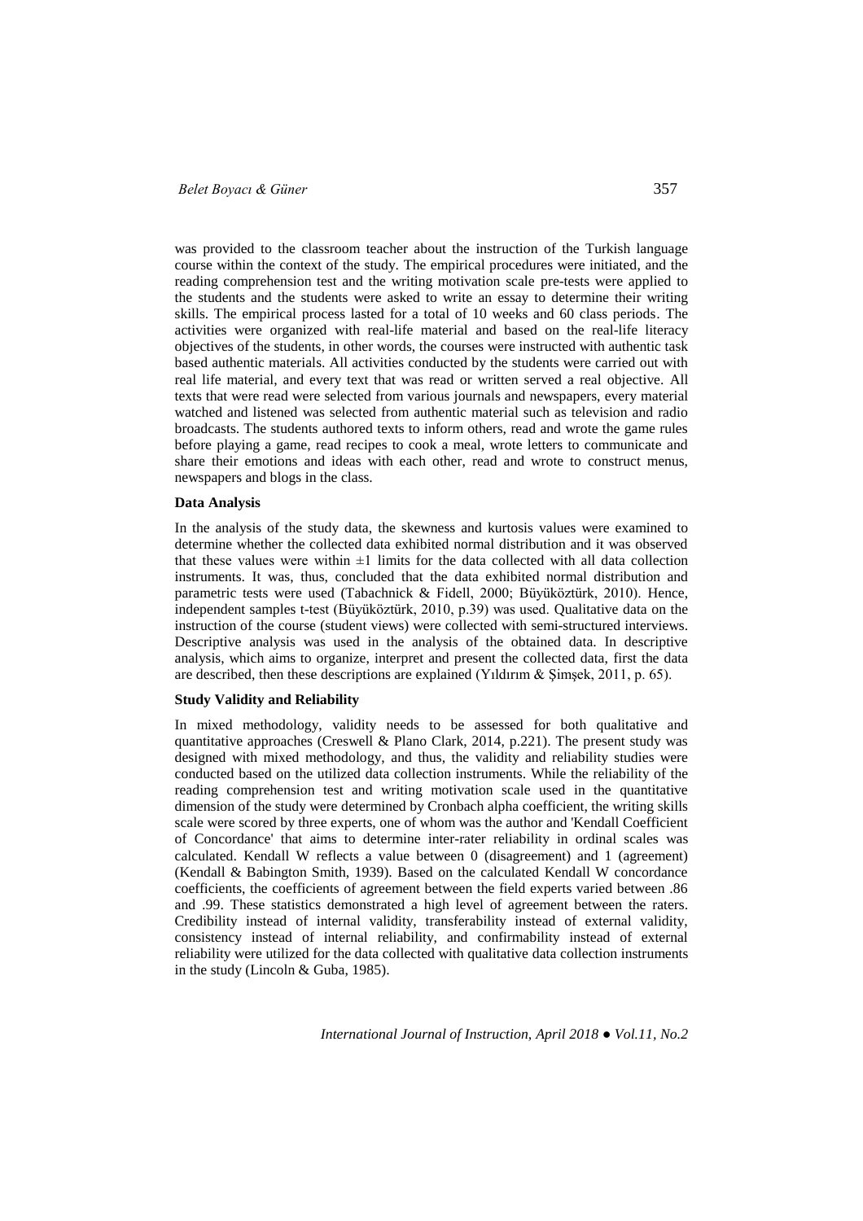was provided to the classroom teacher about the instruction of the Turkish language course within the context of the study. The empirical procedures were initiated, and the reading comprehension test and the writing motivation scale pre-tests were applied to the students and the students were asked to write an essay to determine their writing skills. The empirical process lasted for a total of 10 weeks and 60 class periods. The activities were organized with real-life material and based on the real-life literacy objectives of the students, in other words, the courses were instructed with authentic task based authentic materials. All activities conducted by the students were carried out with real life material, and every text that was read or written served a real objective. All texts that were read were selected from various journals and newspapers, every material watched and listened was selected from authentic material such as television and radio broadcasts. The students authored texts to inform others, read and wrote the game rules before playing a game, read recipes to cook a meal, wrote letters to communicate and share their emotions and ideas with each other, read and wrote to construct menus, newspapers and blogs in the class.

**Data Analysis**

In the analysis of the study data, the skewness and kurtosis values were examined to determine whether the collected data exhibited normal distribution and it was observed that these values were within $\pm 1$ limits for the data collected with all data collection instruments. It was, thus, concluded that the data exhibited normal distribution and parametric tests were used (Tabachnick & Fidell, 2000; Büyüköztürk, 2010). Hence, independent samples t-test (Büyüköztürk, 2010, p.39) was used. Qualitative data on the instruction of the course (student views) were collected with semi-structured interviews. Descriptive analysis was used in the analysis of the obtained data. In descriptive analysis, which aims to organize, interpret and present the collected data, first the data are described, then these descriptions are explained (Yıldırım & Şimşek, 2011, p. 65).

**Study Validity and Reliability**

In mixed methodology, validity needs to be assessed for both qualitative and quantitative approaches (Creswell & Plano Clark, 2014, p.221). The present study was designed with mixed methodology, and thus, the validity and reliability studies were conducted based on the utilized data collection instruments. While the reliability of the reading comprehension test and writing motivation scale used in the quantitative dimension of the study were determined by Cronbach alpha coefficient, the writing skills scale were scored by three experts, one of whom was the author and 'Kendall Coefficient of Concordance' that aims to determine inter-rater reliability in ordinal scales was calculated. Kendall W reflects a value between 0 (disagreement) and 1 (agreement) (Kendall & Babington Smith, 1939). Based on the calculated Kendall W concordance coefficients, the coefficients of agreement between the field experts varied between .86 and .99. These statistics demonstrated a high level of agreement between the raters. Credibility instead of internal validity, transferability instead of external validity, consistency instead of internal reliability, and confirmability instead of external reliability were utilized for the data collected with qualitative data collection instruments in the study (Lincoln & Guba, 1985).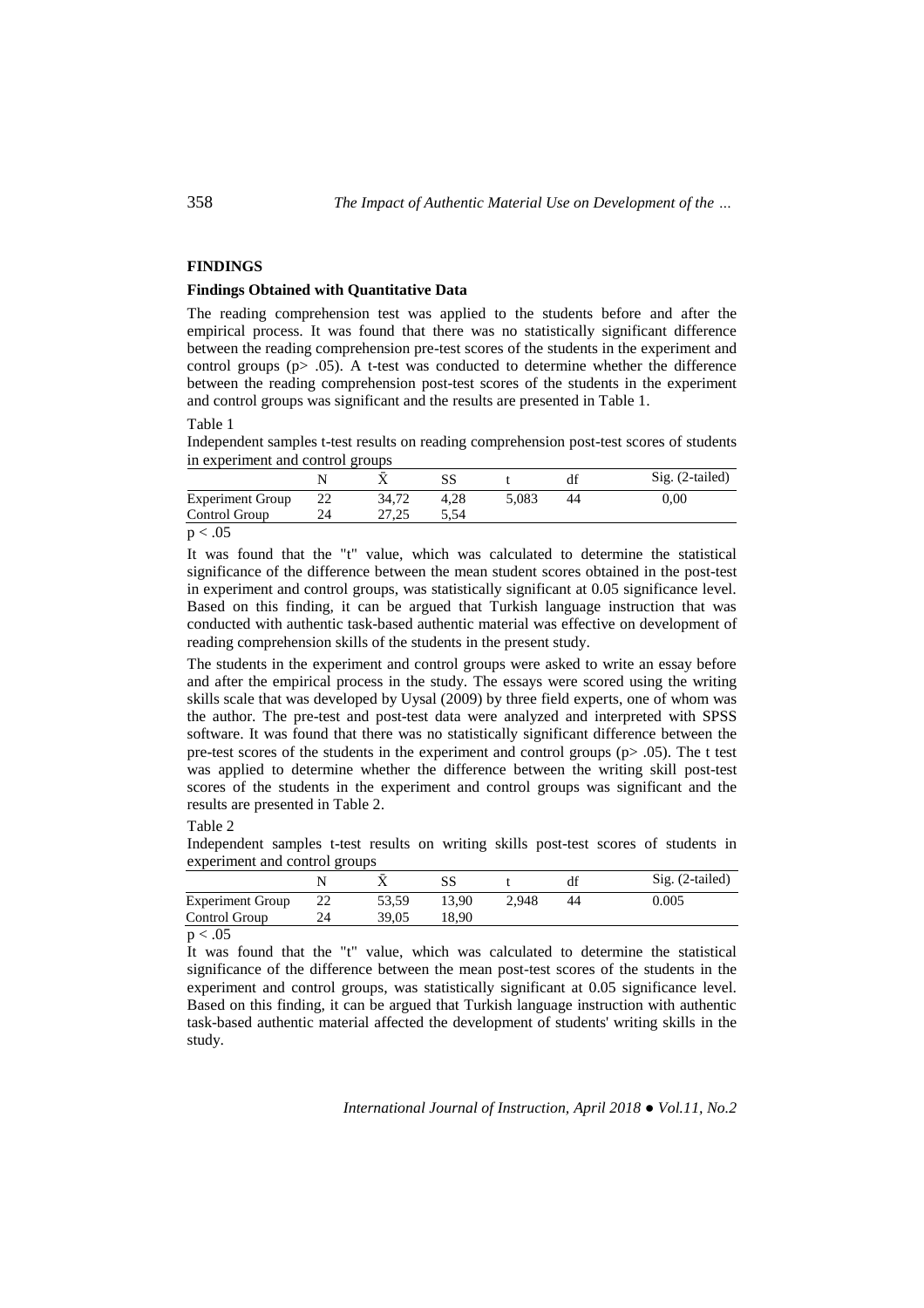## FINDINGS

### Findings Obtained with Quantitative Data

The reading comprehension test was applied to the students before and after the empirical process. It was found that there was no statistically significant difference between the reading comprehension pre-test scores of the students in the experiment and control groups ($p > .05$). A t-test was conducted to determine whether the difference between the reading comprehension post-test scores of the students in the experiment and control groups was significant and the results are presented in Table 1.

Table 1

Independent samples t-test results on reading comprehension post-test scores of students in experiment and control groups

| | N | $\bar{X}$ | SS | t | df | Sig. (2-tailed) |
|---|---|---|---|---|---|---|
| Experiment Group | 22 | 34,72 | 4,28 | 5,083 | 44 | 0,00 |
| Control Group | 24 | 27,25 | 5,54 | | | |

$p < .05$

It was found that the "t" value, which was calculated to determine the statistical significance of the difference between the mean student scores obtained in the post-test in experiment and control groups, was statistically significant at 0.05 significance level. Based on this finding, it can be argued that Turkish language instruction that was conducted with authentic task-based authentic material was effective on development of reading comprehension skills of the students in the present study.

The students in the experiment and control groups were asked to write an essay before and after the empirical process in the study. The essays were scored using the writing skills scale that was developed by Uysal (2009) by three field experts, one of whom was the author. The pre-test and post-test data were analyzed and interpreted with SPSS software. It was found that there was no statistically significant difference between the pre-test scores of the students in the experiment and control groups ($p > .05$). The t test was applied to determine whether the difference between the writing skill post-test scores of the students in the experiment and control groups was significant and the results are presented in Table 2.

Table 2

Independent samples t-test results on writing skills post-test scores of students in experiment and control groups

| | N | $\bar{X}$ | SS | t | df | Sig. (2-tailed) |
|---|---|---|---|---|---|---|
| Experiment Group | 22 | 53,59 | 13,90 | 2,948 | 44 | 0.005 |
| Control Group | 24 | 39,05 | 18,90 | | | |

$p < .05$

It was found that the "t" value, which was calculated to determine the statistical significance of the difference between the mean post-test scores of the students in the experiment and control groups, was statistically significant at 0.05 significance level. Based on this finding, it can be argued that Turkish language instruction with authentic task-based authentic material affected the development of students' writing skills in the study.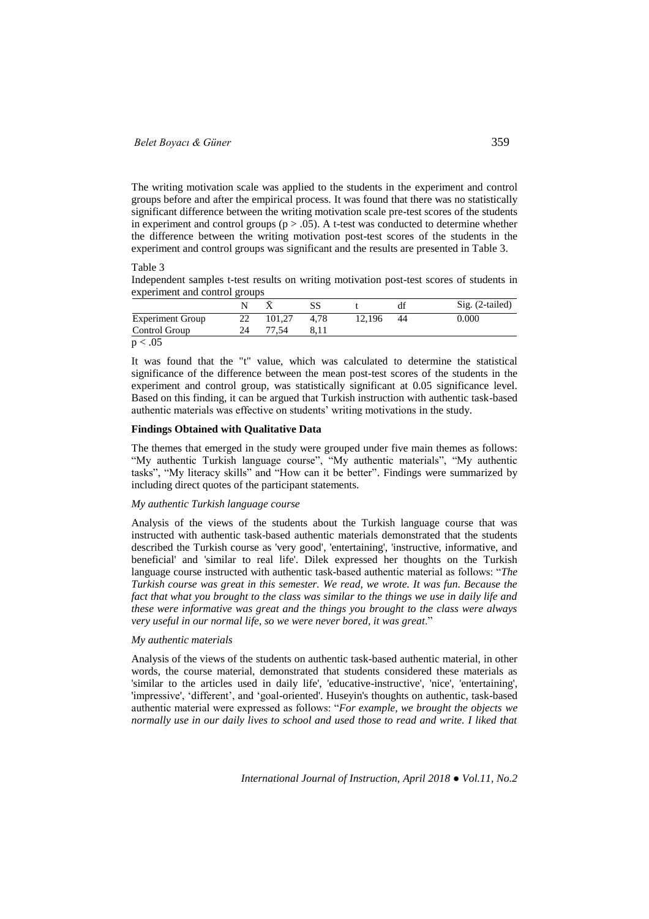The writing motivation scale was applied to the students in the experiment and control groups before and after the empirical process. It was found that there was no statistically significant difference between the writing motivation scale pre-test scores of the students in experiment and control groups ($p > .05$). A t-test was conducted to determine whether the difference between the writing motivation post-test scores of the students in the experiment and control groups was significant and the results are presented in Table 3.

Table 3

Independent samples t-test results on writing motivation post-test scores of students in experiment and control groups

| | N | $\bar{X}$ | SS | t | df | Sig. (2-tailed) |
|---|---|---|---|---|---|---|
| Experiment Group | 22 | 101,27 | 4,78 | 12,196 | 44 | 0.000 |
| Control Group | 24 | 77,54 | 8,11 | | | |

$p < .05$

It was found that the "t" value, which was calculated to determine the statistical significance of the difference between the mean post-test scores of the students in the experiment and control group, was statistically significant at 0.05 significance level. Based on this finding, it can be argued that Turkish instruction with authentic task-based authentic materials was effective on students' writing motivations in the study.

**Findings Obtained with Qualitative Data**

The themes that emerged in the study were grouped under five main themes as follows: "My authentic Turkish language course", "My authentic materials", "My authentic tasks", "My literacy skills" and "How can it be better". Findings were summarized by including direct quotes of the participant statements.

*My authentic Turkish language course*

Analysis of the views of the students about the Turkish language course that was instructed with authentic task-based authentic materials demonstrated that the students described the Turkish course as 'very good', 'entertaining', 'instructive, informative, and beneficial' and 'similar to real life'. Dilek expressed her thoughts on the Turkish language course instructed with authentic task-based authentic material as follows: "*The Turkish course was great in this semester. We read, we wrote. It was fun. Because the fact that what you brought to the class was similar to the things we use in daily life and these were informative was great and the things you brought to the class were always very useful in our normal life, so we were never bored, it was great*."

*My authentic materials*

Analysis of the views of the students on authentic task-based authentic material, in other words, the course material, demonstrated that students considered these materials as 'similar to the articles used in daily life', 'educative-instructive', 'nice', 'entertaining', 'impressive', 'different', and 'goal-oriented'. Huseyin's thoughts on authentic, task-based authentic material were expressed as follows: "*For example, we brought the objects we normally use in our daily lives to school and used those to read and write. I liked that*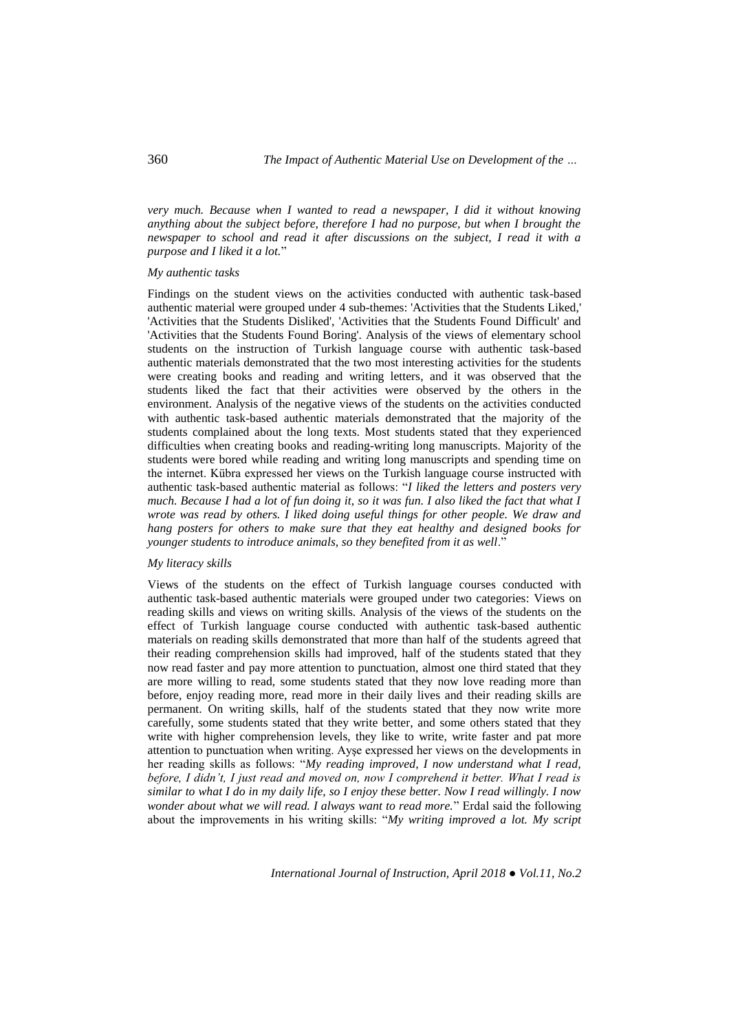*very much. Because when I wanted to read a newspaper, I did it without knowing anything about the subject before, therefore I had no purpose, but when I brought the newspaper to school and read it after discussions on the subject, I read it with a purpose and I liked it a lot.*"

*My authentic tasks*

Findings on the student views on the activities conducted with authentic task-based authentic material were grouped under 4 sub-themes: 'Activities that the Students Liked,' 'Activities that the Students Disliked', 'Activities that the Students Found Difficult' and 'Activities that the Students Found Boring'. Analysis of the views of elementary school students on the instruction of Turkish language course with authentic task-based authentic materials demonstrated that the two most interesting activities for the students were creating books and reading and writing letters, and it was observed that the students liked the fact that their activities were observed by the others in the environment. Analysis of the negative views of the students on the activities conducted with authentic task-based authentic materials demonstrated that the majority of the students complained about the long texts. Most students stated that they experienced difficulties when creating books and reading-writing long manuscripts. Majority of the students were bored while reading and writing long manuscripts and spending time on the internet. Kübra expressed her views on the Turkish language course instructed with authentic task-based authentic material as follows: "*I liked the letters and posters very much. Because I had a lot of fun doing it, so it was fun. I also liked the fact that what I wrote was read by others. I liked doing useful things for other people. We draw and hang posters for others to make sure that they eat healthy and designed books for younger students to introduce animals, so they benefited from it as well*."

*My literacy skills*

Views of the students on the effect of Turkish language courses conducted with authentic task-based authentic materials were grouped under two categories: Views on reading skills and views on writing skills. Analysis of the views of the students on the effect of Turkish language course conducted with authentic task-based authentic materials on reading skills demonstrated that more than half of the students agreed that their reading comprehension skills had improved, half of the students stated that they now read faster and pay more attention to punctuation, almost one third stated that they are more willing to read, some students stated that they now love reading more than before, enjoy reading more, read more in their daily lives and their reading skills are permanent. On writing skills, half of the students stated that they now write more carefully, some students stated that they write better, and some others stated that they write with higher comprehension levels, they like to write, write faster and pat more attention to punctuation when writing. Ayşe expressed her views on the developments in her reading skills as follows: "*My reading improved, I now understand what I read, before, I didn't, I just read and moved on, now I comprehend it better. What I read is similar to what I do in my daily life, so I enjoy these better. Now I read willingly. I now wonder about what we will read. I always want to read more.*" Erdal said the following about the improvements in his writing skills: "*My writing improved a lot. My script*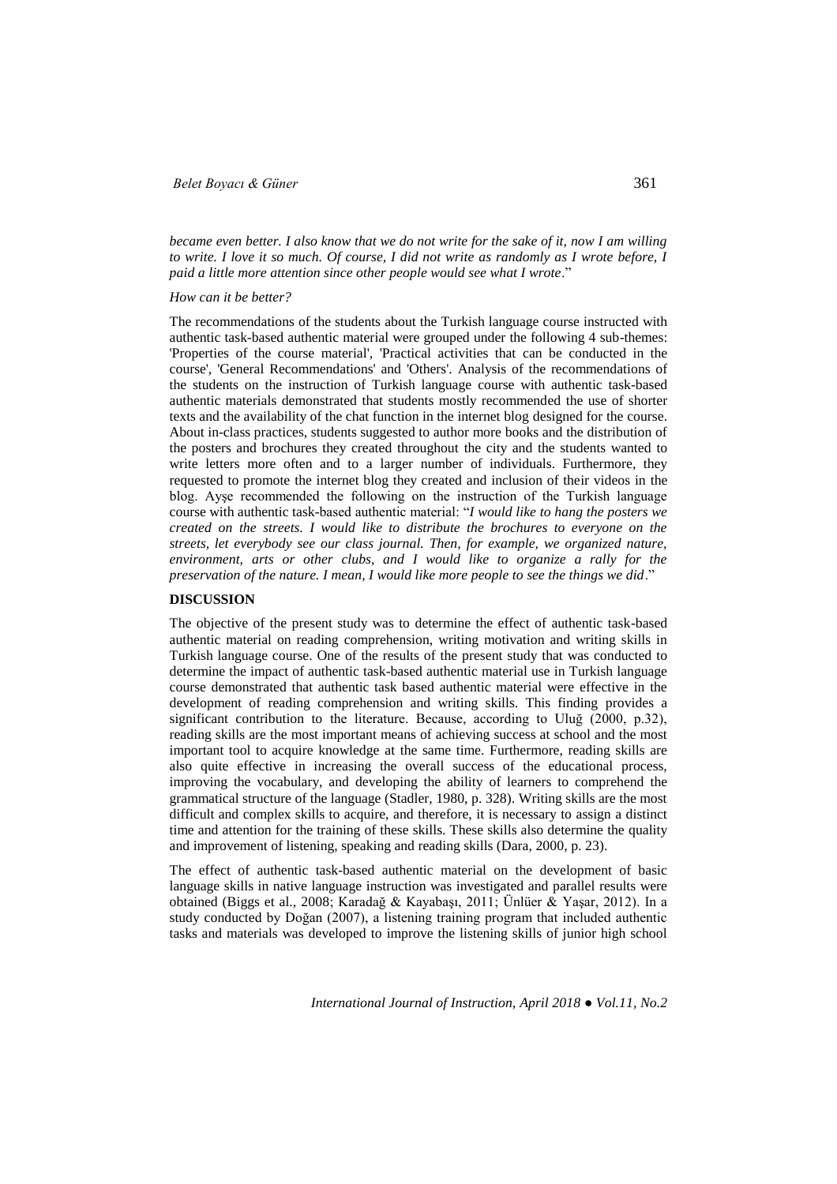*became even better. I also know that we do not write for the sake of it, now I am willing to write. I love it so much. Of course, I did not write as randomly as I wrote before, I paid a little more attention since other people would see what I wrote*."

*How can it be better?*

The recommendations of the students about the Turkish language course instructed with authentic task-based authentic material were grouped under the following 4 sub-themes: 'Properties of the course material', 'Practical activities that can be conducted in the course', 'General Recommendations' and 'Others'. Analysis of the recommendations of the students on the instruction of Turkish language course with authentic task-based authentic materials demonstrated that students mostly recommended the use of shorter texts and the availability of the chat function in the internet blog designed for the course. About in-class practices, students suggested to author more books and the distribution of the posters and brochures they created throughout the city and the students wanted to write letters more often and to a larger number of individuals. Furthermore, they requested to promote the internet blog they created and inclusion of their videos in the blog. Ayşe recommended the following on the instruction of the Turkish language course with authentic task-based authentic material: "*I would like to hang the posters we created on the streets. I would like to distribute the brochures to everyone on the streets, let everybody see our class journal. Then, for example, we organized nature, environment, arts or other clubs, and I would like to organize a rally for the preservation of the nature. I mean, I would like more people to see the things we did*."

## DISCUSSION

The objective of the present study was to determine the effect of authentic task-based authentic material on reading comprehension, writing motivation and writing skills in Turkish language course. One of the results of the present study that was conducted to determine the impact of authentic task-based authentic material use in Turkish language course demonstrated that authentic task based authentic material were effective in the development of reading comprehension and writing skills. This finding provides a significant contribution to the literature. Because, according to Uluğ (2000, p.32), reading skills are the most important means of achieving success at school and the most important tool to acquire knowledge at the same time. Furthermore, reading skills are also quite effective in increasing the overall success of the educational process, improving the vocabulary, and developing the ability of learners to comprehend the grammatical structure of the language (Stadler, 1980, p. 328). Writing skills are the most difficult and complex skills to acquire, and therefore, it is necessary to assign a distinct time and attention for the training of these skills. These skills also determine the quality and improvement of listening, speaking and reading skills (Dara, 2000, p. 23).

The effect of authentic task-based authentic material on the development of basic language skills in native language instruction was investigated and parallel results were obtained (Biggs et al., 2008; Karadağ & Kayabaşı, 2011; Ünlüer & Yaşar, 2012). In a study conducted by Doğan (2007), a listening training program that included authentic tasks and materials was developed to improve the listening skills of junior high school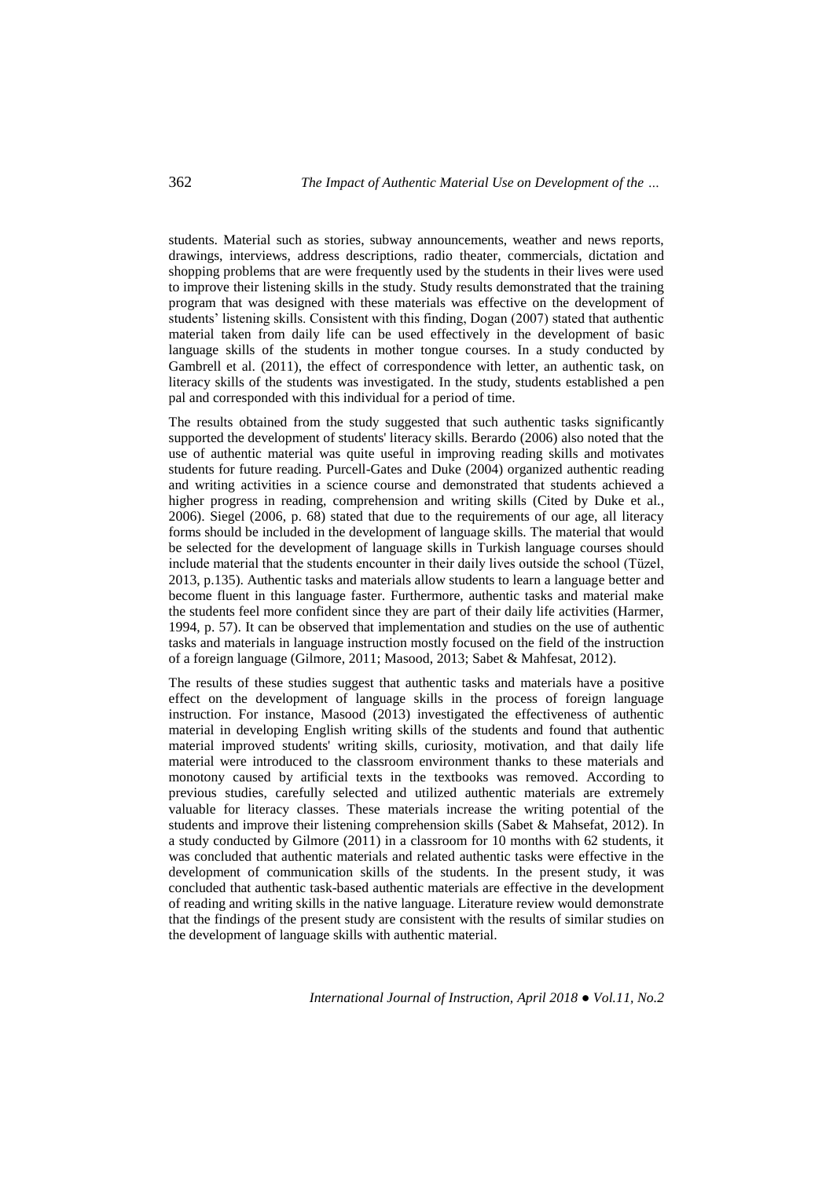students. Material such as stories, subway announcements, weather and news reports, drawings, interviews, address descriptions, radio theater, commercials, dictation and shopping problems that are were frequently used by the students in their lives were used to improve their listening skills in the study. Study results demonstrated that the training program that was designed with these materials was effective on the development of students' listening skills. Consistent with this finding, Dogan (2007) stated that authentic material taken from daily life can be used effectively in the development of basic language skills of the students in mother tongue courses. In a study conducted by Gambrell et al. (2011), the effect of correspondence with letter, an authentic task, on literacy skills of the students was investigated. In the study, students established a pen pal and corresponded with this individual for a period of time.

The results obtained from the study suggested that such authentic tasks significantly supported the development of students' literacy skills. Berardo (2006) also noted that the use of authentic material was quite useful in improving reading skills and motivates students for future reading. Purcell-Gates and Duke (2004) organized authentic reading and writing activities in a science course and demonstrated that students achieved a higher progress in reading, comprehension and writing skills (Cited by Duke et al., 2006). Siegel (2006, p. 68) stated that due to the requirements of our age, all literacy forms should be included in the development of language skills. The material that would be selected for the development of language skills in Turkish language courses should include material that the students encounter in their daily lives outside the school (Tüzel, 2013, p.135). Authentic tasks and materials allow students to learn a language better and become fluent in this language faster. Furthermore, authentic tasks and material make the students feel more confident since they are part of their daily life activities (Harmer, 1994, p. 57). It can be observed that implementation and studies on the use of authentic tasks and materials in language instruction mostly focused on the field of the instruction of a foreign language (Gilmore, 2011; Masood, 2013; Sabet & Mahfesat, 2012).

The results of these studies suggest that authentic tasks and materials have a positive effect on the development of language skills in the process of foreign language instruction. For instance, Masood (2013) investigated the effectiveness of authentic material in developing English writing skills of the students and found that authentic material improved students' writing skills, curiosity, motivation, and that daily life material were introduced to the classroom environment thanks to these materials and monotony caused by artificial texts in the textbooks was removed. According to previous studies, carefully selected and utilized authentic materials are extremely valuable for literacy classes. These materials increase the writing potential of the students and improve their listening comprehension skills (Sabet & Mahsefat, 2012). In a study conducted by Gilmore (2011) in a classroom for 10 months with 62 students, it was concluded that authentic materials and related authentic tasks were effective in the development of communication skills of the students. In the present study, it was concluded that authentic task-based authentic materials are effective in the development of reading and writing skills in the native language. Literature review would demonstrate that the findings of the present study are consistent with the results of similar studies on the development of language skills with authentic material.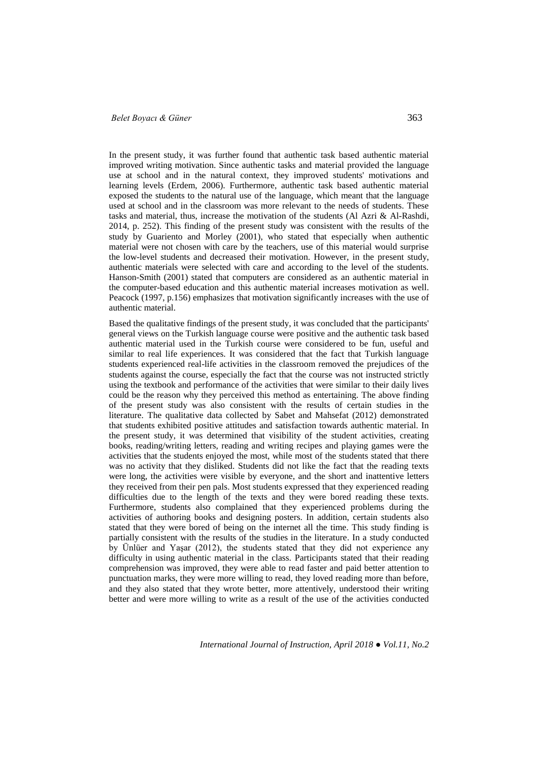In the present study, it was further found that authentic task based authentic material improved writing motivation. Since authentic tasks and material provided the language use at school and in the natural context, they improved students' motivations and learning levels (Erdem, 2006). Furthermore, authentic task based authentic material exposed the students to the natural use of the language, which meant that the language used at school and in the classroom was more relevant to the needs of students. These tasks and material, thus, increase the motivation of the students (Al Azri & Al-Rashdi, 2014, p. 252). This finding of the present study was consistent with the results of the study by Guariento and Morley (2001), who stated that especially when authentic material were not chosen with care by the teachers, use of this material would surprise the low-level students and decreased their motivation. However, in the present study, authentic materials were selected with care and according to the level of the students. Hanson-Smith (2001) stated that computers are considered as an authentic material in the computer-based education and this authentic material increases motivation as well. Peacock (1997, p.156) emphasizes that motivation significantly increases with the use of authentic material.

Based the qualitative findings of the present study, it was concluded that the participants' general views on the Turkish language course were positive and the authentic task based authentic material used in the Turkish course were considered to be fun, useful and similar to real life experiences. It was considered that the fact that Turkish language students experienced real-life activities in the classroom removed the prejudices of the students against the course, especially the fact that the course was not instructed strictly using the textbook and performance of the activities that were similar to their daily lives could be the reason why they perceived this method as entertaining. The above finding of the present study was also consistent with the results of certain studies in the literature. The qualitative data collected by Sabet and Mahsefat (2012) demonstrated that students exhibited positive attitudes and satisfaction towards authentic material. In the present study, it was determined that visibility of the student activities, creating books, reading/writing letters, reading and writing recipes and playing games were the activities that the students enjoyed the most, while most of the students stated that there was no activity that they disliked. Students did not like the fact that the reading texts were long, the activities were visible by everyone, and the short and inattentive letters they received from their pen pals. Most students expressed that they experienced reading difficulties due to the length of the texts and they were bored reading these texts. Furthermore, students also complained that they experienced problems during the activities of authoring books and designing posters. In addition, certain students also stated that they were bored of being on the internet all the time. This study finding is partially consistent with the results of the studies in the literature. In a study conducted by Ünlüer and Yaşar (2012), the students stated that they did not experience any difficulty in using authentic material in the class. Participants stated that their reading comprehension was improved, they were able to read faster and paid better attention to punctuation marks, they were more willing to read, they loved reading more than before, and they also stated that they wrote better, more attentively, understood their writing better and were more willing to write as a result of the use of the activities conducted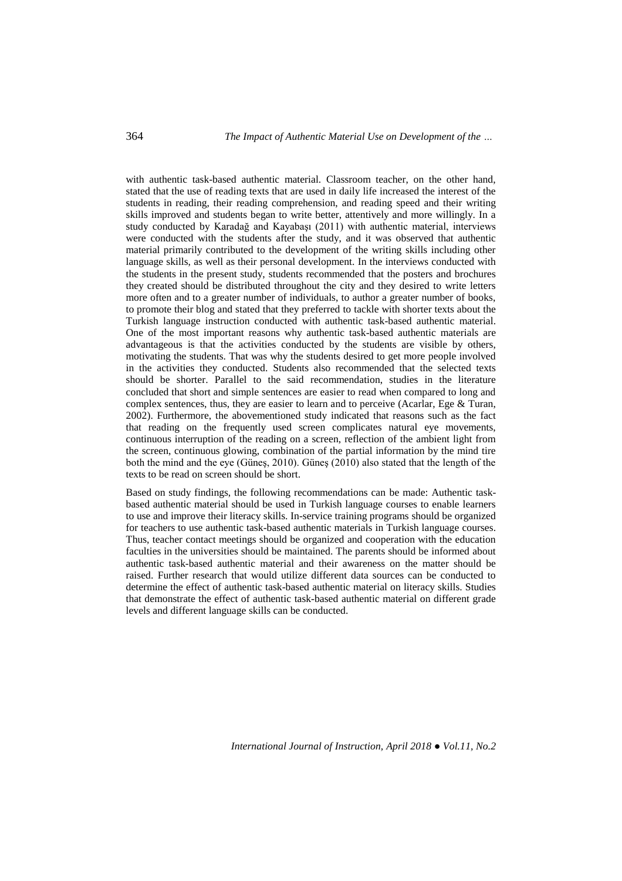with authentic task-based authentic material. Classroom teacher, on the other hand, stated that the use of reading texts that are used in daily life increased the interest of the students in reading, their reading comprehension, and reading speed and their writing skills improved and students began to write better, attentively and more willingly. In a study conducted by Karadağ and Kayabaşı (2011) with authentic material, interviews were conducted with the students after the study, and it was observed that authentic material primarily contributed to the development of the writing skills including other language skills, as well as their personal development. In the interviews conducted with the students in the present study, students recommended that the posters and brochures they created should be distributed throughout the city and they desired to write letters more often and to a greater number of individuals, to author a greater number of books, to promote their blog and stated that they preferred to tackle with shorter texts about the Turkish language instruction conducted with authentic task-based authentic material. One of the most important reasons why authentic task-based authentic materials are advantageous is that the activities conducted by the students are visible by others, motivating the students. That was why the students desired to get more people involved in the activities they conducted. Students also recommended that the selected texts should be shorter. Parallel to the said recommendation, studies in the literature concluded that short and simple sentences are easier to read when compared to long and complex sentences, thus, they are easier to learn and to perceive (Acarlar, Ege & Turan, 2002). Furthermore, the abovementioned study indicated that reasons such as the fact that reading on the frequently used screen complicates natural eye movements, continuous interruption of the reading on a screen, reflection of the ambient light from the screen, continuous glowing, combination of the partial information by the mind tire both the mind and the eye (Güneş, 2010). Güneş (2010) also stated that the length of the texts to be read on screen should be short.

Based on study findings, the following recommendations can be made: Authentic task-based authentic material should be used in Turkish language courses to enable learners to use and improve their literacy skills. In-service training programs should be organized for teachers to use authentic task-based authentic materials in Turkish language courses. Thus, teacher contact meetings should be organized and cooperation with the education faculties in the universities should be maintained. The parents should be informed about authentic task-based authentic material and their awareness on the matter should be raised. Further research that would utilize different data sources can be conducted to determine the effect of authentic task-based authentic material on literacy skills. Studies that demonstrate the effect of authentic task-based authentic material on different grade levels and different language skills can be conducted.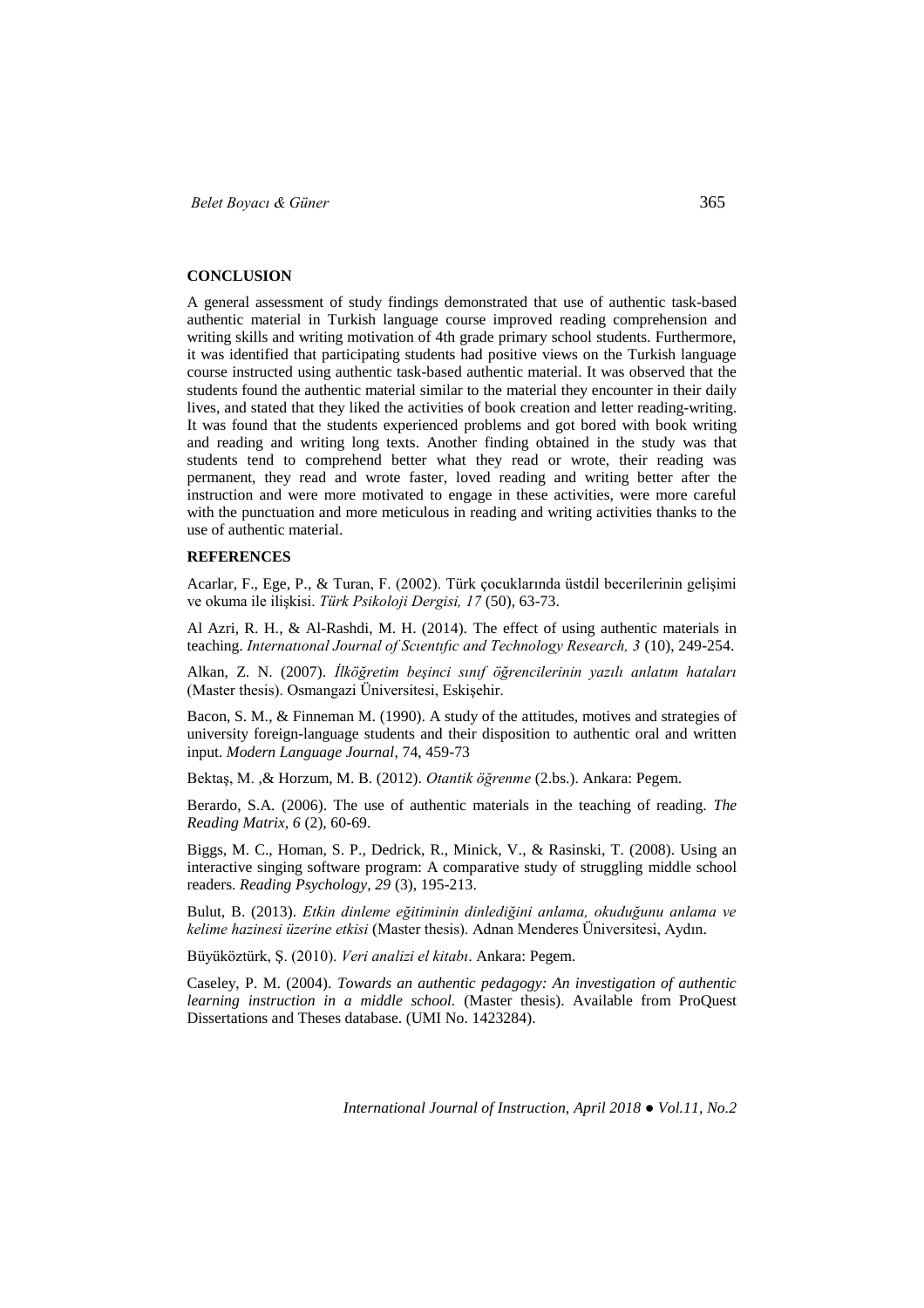## CONCLUSION

A general assessment of study findings demonstrated that use of authentic task-based authentic material in Turkish language course improved reading comprehension and writing skills and writing motivation of 4th grade primary school students. Furthermore, it was identified that participating students had positive views on the Turkish language course instructed using authentic task-based authentic material. It was observed that the students found the authentic material similar to the material they encounter in their daily lives, and stated that they liked the activities of book creation and letter reading-writing. It was found that the students experienced problems and got bored with book writing and reading and writing long texts. Another finding obtained in the study was that students tend to comprehend better what they read or wrote, their reading was permanent, they read and wrote faster, loved reading and writing better after the instruction and were more motivated to engage in these activities, were more careful with the punctuation and more meticulous in reading and writing activities thanks to the use of authentic material.

## REFERENCES

Acarlar, F., Ege, P., & Turan, F. (2002). Türk çocuklarında üstdil becerilerinin gelişimi ve okuma ile ilişkisi. *Türk Psikoloji Dergisi, 17* (50), 63-73.

Al Azri, R. H., & Al-Rashdi, M. H. (2014). The effect of using authentic materials in teaching. *Internatıonal Journal of Scıentıfic and Technology Research, 3* (10), 249-254.

Alkan, Z. N. (2007). *İlköğretim beşinci sınıf öğrencilerinin yazılı anlatım hataları* (Master thesis). Osmangazi Üniversitesi, Eskişehir.

Bacon, S. M., & Finneman M. (1990). A study of the attitudes, motives and strategies of university foreign-language students and their disposition to authentic oral and written input. *Modern Language Journal*, 74, 459-73

Bektaş, M. ,& Horzum, M. B. (2012). *Otantik öğrenme* (2.bs.). Ankara: Pegem.

Berardo, S.A. (2006). The use of authentic materials in the teaching of reading. *The Reading Matrix, 6* (2), 60-69.

Biggs, M. C., Homan, S. P., Dedrick, R., Minick, V., & Rasinski, T. (2008). Using an interactive singing software program: A comparative study of struggling middle school readers. *Reading Psychology, 29* (3), 195-213.

Bulut, B. (2013). *Etkin dinleme eğitiminin dinlediğini anlama, okuduğunu anlama ve kelime hazinesi üzerine etkisi* (Master thesis). Adnan Menderes Üniversitesi, Aydın.

Büyüköztürk, Ş. (2010). *Veri analizi el kitabı*. Ankara: Pegem.

Caseley, P. M. (2004). *Towards an authentic pedagogy: An investigation of authentic learning instruction in a middle school.* (Master thesis). Available from ProQuest Dissertations and Theses database. (UMI No. 1423284).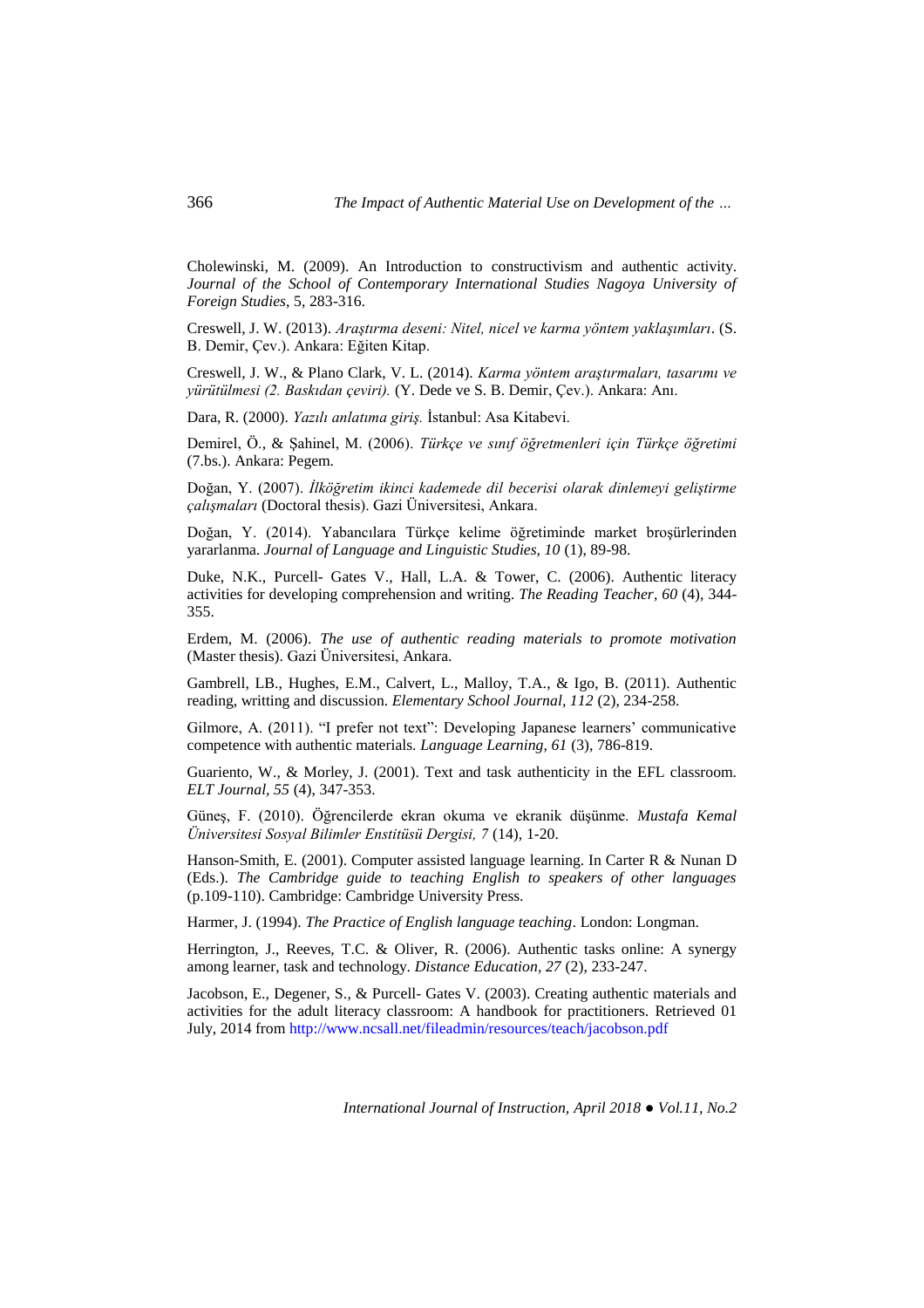Cholewinski, M. (2009). An Introduction to constructivism and authentic activity. *Journal of the School of Contemporary International Studies Nagoya University of Foreign Studies*, 5, 283-316.

Creswell, J. W. (2013). *Araştırma deseni: Nitel, nicel ve karma yöntem yaklaşımları*. (S. B. Demir, Çev.). Ankara: Eğiten Kitap.

Creswell, J. W., & Plano Clark, V. L. (2014). *Karma yöntem araştırmaları, tasarımı ve yürütülmesi (2. Baskıdan çeviri).* (Y. Dede ve S. B. Demir, Çev.). Ankara: Anı.

Dara, R. (2000). *Yazılı anlatıma giriş.* İstanbul: Asa Kitabevi.

Demirel, Ö., & Şahinel, M. (2006). *Türkçe ve sınıf öğretmenleri için Türkçe öğretimi* (7.bs.). Ankara: Pegem.

Doğan, Y. (2007). *İlköğretim ikinci kademede dil becerisi olarak dinlemeyi geliştirme çalışmaları* (Doctoral thesis). Gazi Üniversitesi, Ankara.

Doğan, Y. (2014). Yabancılara Türkçe kelime öğretiminde market broşürlerinden yararlanma. *Journal of Language and Linguistic Studies, 10* (1), 89-98.

Duke, N.K., Purcell- Gates V., Hall, L.A. & Tower, C. (2006). Authentic literacy activities for developing comprehension and writing. *The Reading Teacher, 60* (4), 344-355.

Erdem, M. (2006). *The use of authentic reading materials to promote motivation* (Master thesis). Gazi Üniversitesi, Ankara.

Gambrell, LB., Hughes, E.M., Calvert, L., Malloy, T.A., & Igo, B. (2011). Authentic reading, writting and discussion. *Elementary School Journal, 112* (2), 234-258.

Gilmore, A. (2011). "I prefer not text": Developing Japanese learners' communicative competence with authentic materials. *Language Learning, 61* (3), 786-819.

Guariento, W., & Morley, J. (2001). Text and task authenticity in the EFL classroom. *ELT Journal, 55* (4), 347-353.

Güneş, F. (2010). Öğrencilerde ekran okuma ve ekranik düşünme. *Mustafa Kemal Üniversitesi Sosyal Bilimler Enstitüsü Dergisi, 7* (14), 1-20.

Hanson-Smith, E. (2001). Computer assisted language learning. In Carter R & Nunan D (Eds.). *The Cambridge guide to teaching English to speakers of other languages* (p.109-110). Cambridge: Cambridge University Press.

Harmer, J. (1994). *The Practice of English language teaching*. London: Longman.

Herrington, J., Reeves, T.C. & Oliver, R. (2006). Authentic tasks online: A synergy among learner, task and technology. *Distance Education, 27* (2), 233-247.

Jacobson, E., Degener, S., & Purcell- Gates V. (2003). Creating authentic materials and activities for the adult literacy classroom: A handbook for practitioners. Retrieved 01 July, 2014 from http://www.ncsall.net/fileadmin/resources/teach/jacobson.pdf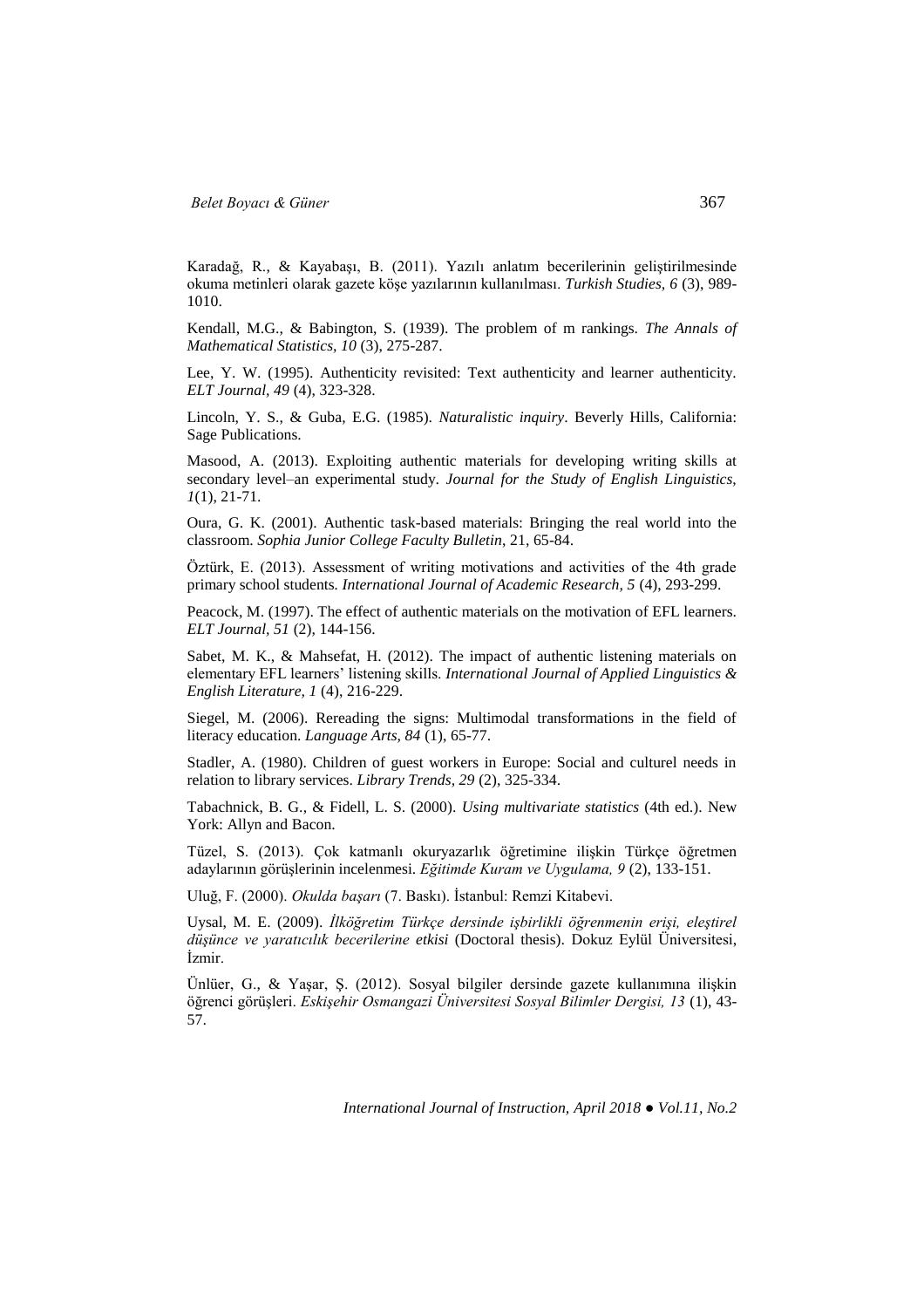Karadağ, R., & Kayabaşı, B. (2011). Yazılı anlatım becerilerinin geliştirilmesinde okuma metinleri olarak gazete köşe yazılarının kullanılması. *Turkish Studies, 6* (3), 989-1010.

Kendall, M.G., & Babington, S. (1939). The problem of m rankings. *The Annals of Mathematical Statistics, 10* (3), 275-287.

Lee, Y. W. (1995). Authenticity revisited: Text authenticity and learner authenticity. *ELT Journal, 49* (4), 323-328.

Lincoln, Y. S., & Guba, E.G. (1985). *Naturalistic inquiry*. Beverly Hills, California: Sage Publications.

Masood, A. (2013). Exploiting authentic materials for developing writing skills at secondary level–an experimental study. *Journal for the Study of English Linguistics, 1*(1), 21-71.

Oura, G. K. (2001). Authentic task-based materials: Bringing the real world into the classroom. *Sophia Junior College Faculty Bulletin*, 21, 65-84.

Öztürk, E. (2013). Assessment of writing motivations and activities of the 4th grade primary school students. *International Journal of Academic Research, 5* (4), 293-299.

Peacock, M. (1997). The effect of authentic materials on the motivation of EFL learners. *ELT Journal, 51* (2), 144-156.

Sabet, M. K., & Mahsefat, H. (2012). The impact of authentic listening materials on elementary EFL learners' listening skills. *International Journal of Applied Linguistics & English Literature, 1* (4), 216-229.

Siegel, M. (2006). Rereading the signs: Multimodal transformations in the field of literacy education. *Language Arts, 84* (1), 65-77.

Stadler, A. (1980). Children of guest workers in Europe: Social and culturel needs in relation to library services. *Library Trends, 29* (2), 325-334.

Tabachnick, B. G., & Fidell, L. S. (2000). *Using multivariate statistics* (4th ed.). New York: Allyn and Bacon.

Tüzel, S. (2013). Çok katmanlı okuryazarlık öğretimine ilişkin Türkçe öğretmen adaylarının görüşlerinin incelenmesi. *Eğitimde Kuram ve Uygulama, 9* (2), 133-151.

Uluğ, F. (2000). *Okulda başarı* (7. Baskı). İstanbul: Remzi Kitabevi.

Uysal, M. E. (2009). *İlköğretim Türkçe dersinde işbirlikli öğrenmenin erişi, eleştirel düşünce ve yaratıcılık becerilerine etkisi* (Doctoral thesis). Dokuz Eylül Üniversitesi, İzmir.

Ünlüer, G., & Yaşar, Ş. (2012). Sosyal bilgiler dersinde gazete kullanımına ilişkin öğrenci görüşleri. *Eskişehir Osmangazi Üniversitesi Sosyal Bilimler Dergisi, 13* (1), 43-57.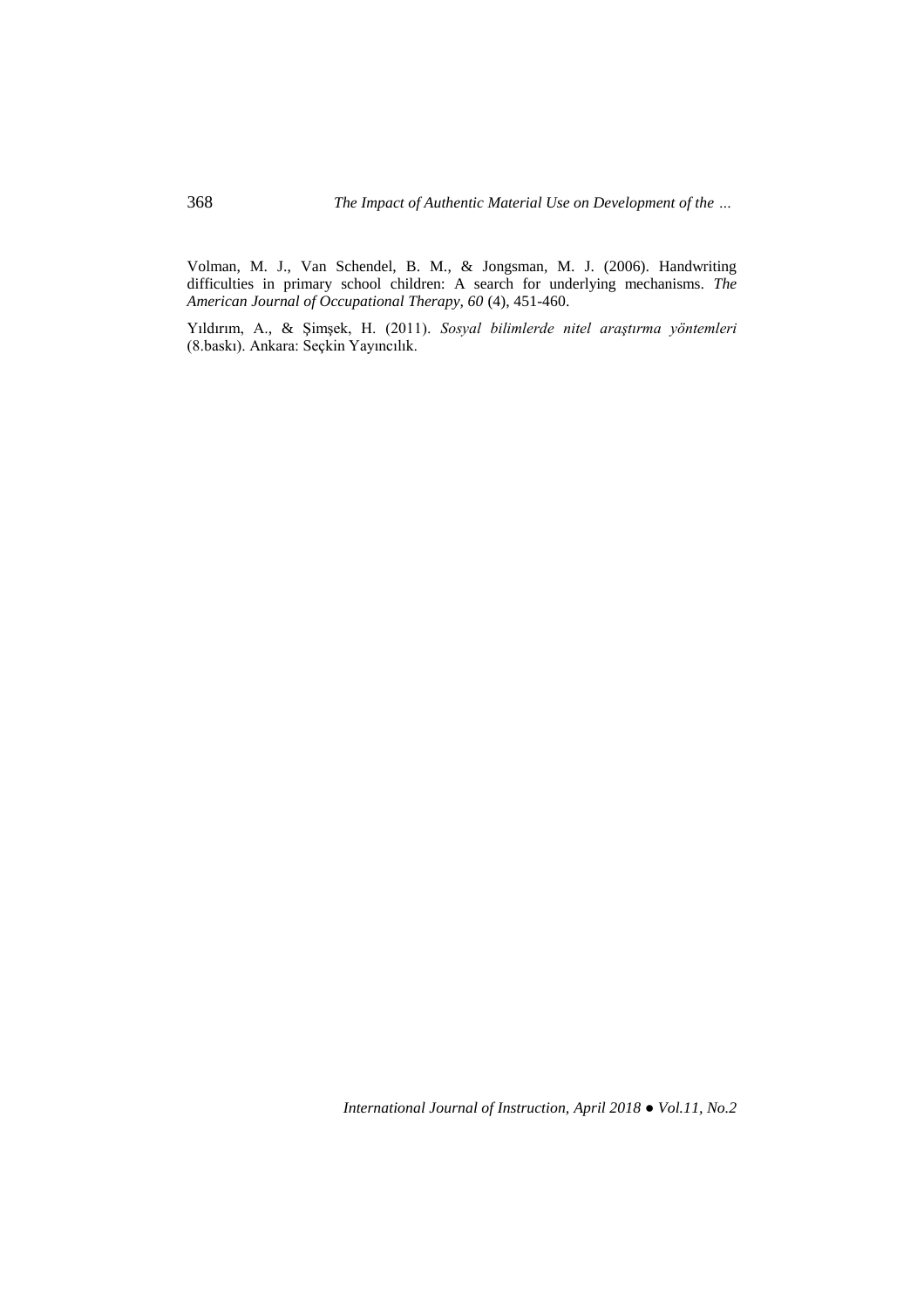Volman, M. J., Van Schendel, B. M., & Jongsman, M. J. (2006). Handwriting difficulties in primary school children: A search for underlying mechanisms. *The American Journal of Occupational Therapy, 60* (4), 451-460.

Yıldırım, A., & Şimşek, H. (2011). *Sosyal bilimlerde nitel araştırma yöntemleri* (8.baskı). Ankara: Seçkin Yayıncılık.